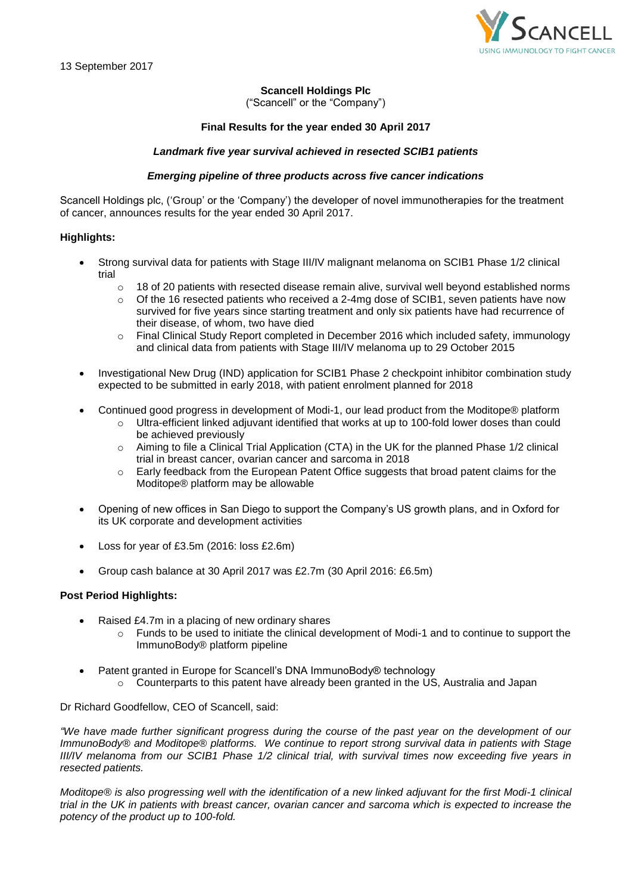13 September 2017

**Scancell Holdings Plc**
("Scancell" or the "Company")

**Final Results for the year ended 30 April 2017**

***Landmark five year survival achieved in resected SCIB1 patients***

***Emerging pipeline of three products across five cancer indications***

Scancell Holdings plc, ('Group' or the 'Company') the developer of novel immunotherapies for the treatment of cancer, announces results for the year ended 30 April 2017.

**Highlights:**

- Strong survival data for patients with Stage III/IV malignant melanoma on SCIB1 Phase 1/2 clinical trial
  - 18 of 20 patients with resected disease remain alive, survival well beyond established norms
  - Of the 16 resected patients who received a 2-4mg dose of SCIB1, seven patients have now survived for five years since starting treatment and only six patients have had recurrence of their disease, of whom, two have died
  - Final Clinical Study Report completed in December 2016 which included safety, immunology and clinical data from patients with Stage III/IV melanoma up to 29 October 2015

- Investigational New Drug (IND) application for SCIB1 Phase 2 checkpoint inhibitor combination study expected to be submitted in early 2018, with patient enrolment planned for 2018

- Continued good progress in development of Modi-1, our lead product from the Moditope® platform
  - Ultra-efficient linked adjuvant identified that works at up to 100-fold lower doses than could be achieved previously
  - Aiming to file a Clinical Trial Application (CTA) in the UK for the planned Phase 1/2 clinical trial in breast cancer, ovarian cancer and sarcoma in 2018
  - Early feedback from the European Patent Office suggests that broad patent claims for the Moditope® platform may be allowable

- Opening of new offices in San Diego to support the Company's US growth plans, and in Oxford for its UK corporate and development activities

- Loss for year of £3.5m (2016: loss £2.6m)

- Group cash balance at 30 April 2017 was £2.7m (30 April 2016: £6.5m)

**Post Period Highlights:**

- Raised £4.7m in a placing of new ordinary shares
  - Funds to be used to initiate the clinical development of Modi-1 and to continue to support the ImmunoBody® platform pipeline

- Patent granted in Europe for Scancell's DNA ImmunoBody® technology
  - Counterparts to this patent have already been granted in the US, Australia and Japan

Dr Richard Goodfellow, CEO of Scancell, said:

*"We have made further significant progress during the course of the past year on the development of our ImmunoBody® and Moditope® platforms. We continue to report strong survival data in patients with Stage III/IV melanoma from our SCIB1 Phase 1/2 clinical trial, with survival times now exceeding five years in resected patients.*

*Moditope® is also progressing well with the identification of a new linked adjuvant for the first Modi-1 clinical trial in the UK in patients with breast cancer, ovarian cancer and sarcoma which is expected to increase the potency of the product up to 100-fold.*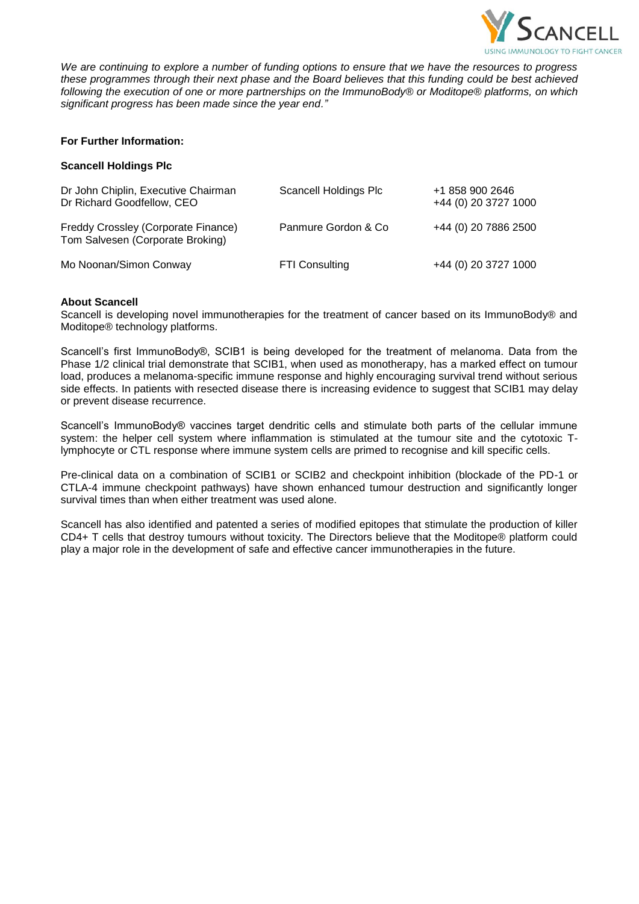*We are continuing to explore a number of funding options to ensure that we have the resources to progress these programmes through their next phase and the Board believes that this funding could be best achieved following the execution of one or more partnerships on the ImmunoBody® or Moditope® platforms, on which significant progress has been made since the year end."*

**For Further Information:**

**Scancell Holdings Plc**

| | | |
|---|---|---|
| Dr John Chiplin, Executive Chairman<br>Dr Richard Goodfellow, CEO | Scancell Holdings Plc | +1 858 900 2646<br>+44 (0) 20 3727 1000 |
| Freddy Crossley (Corporate Finance)<br>Tom Salvesen (Corporate Broking) | Panmure Gordon & Co | +44 (0) 20 7886 2500 |
| Mo Noonan/Simon Conway | FTI Consulting | +44 (0) 20 3727 1000 |

**About Scancell**

Scancell is developing novel immunotherapies for the treatment of cancer based on its ImmunoBody® and Moditope® technology platforms.

Scancell's first ImmunoBody®, SCIB1 is being developed for the treatment of melanoma. Data from the Phase 1/2 clinical trial demonstrate that SCIB1, when used as monotherapy, has a marked effect on tumour load, produces a melanoma-specific immune response and highly encouraging survival trend without serious side effects. In patients with resected disease there is increasing evidence to suggest that SCIB1 may delay or prevent disease recurrence.

Scancell's ImmunoBody® vaccines target dendritic cells and stimulate both parts of the cellular immune system: the helper cell system where inflammation is stimulated at the tumour site and the cytotoxic T-lymphocyte or CTL response where immune system cells are primed to recognise and kill specific cells.

Pre-clinical data on a combination of SCIB1 or SCIB2 and checkpoint inhibition (blockade of the PD-1 or CTLA-4 immune checkpoint pathways) have shown enhanced tumour destruction and significantly longer survival times than when either treatment was used alone.

Scancell has also identified and patented a series of modified epitopes that stimulate the production of killer CD4+ T cells that destroy tumours without toxicity. The Directors believe that the Moditope® platform could play a major role in the development of safe and effective cancer immunotherapies in the future.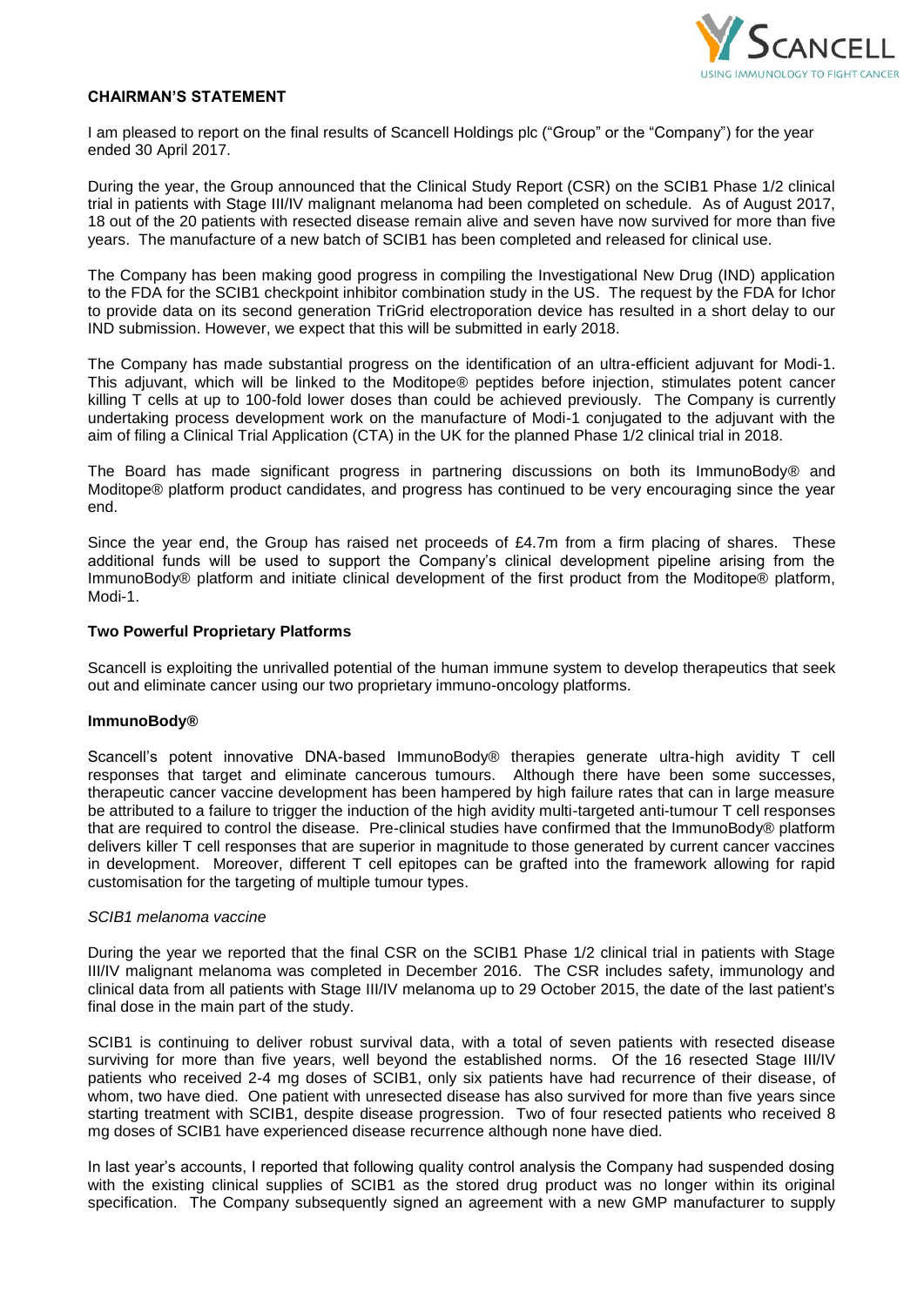## CHAIRMAN'S STATEMENT

I am pleased to report on the final results of Scancell Holdings plc ("Group" or the "Company") for the year ended 30 April 2017.

During the year, the Group announced that the Clinical Study Report (CSR) on the SCIB1 Phase 1/2 clinical trial in patients with Stage III/IV malignant melanoma had been completed on schedule. As of August 2017, 18 out of the 20 patients with resected disease remain alive and seven have now survived for more than five years. The manufacture of a new batch of SCIB1 has been completed and released for clinical use.

The Company has been making good progress in compiling the Investigational New Drug (IND) application to the FDA for the SCIB1 checkpoint inhibitor combination study in the US. The request by the FDA for Ichor to provide data on its second generation TriGrid electroporation device has resulted in a short delay to our IND submission. However, we expect that this will be submitted in early 2018.

The Company has made substantial progress on the identification of an ultra-efficient adjuvant for Modi-1. This adjuvant, which will be linked to the Moditope® peptides before injection, stimulates potent cancer killing T cells at up to 100-fold lower doses than could be achieved previously. The Company is currently undertaking process development work on the manufacture of Modi-1 conjugated to the adjuvant with the aim of filing a Clinical Trial Application (CTA) in the UK for the planned Phase 1/2 clinical trial in 2018.

The Board has made significant progress in partnering discussions on both its ImmunoBody® and Moditope® platform product candidates, and progress has continued to be very encouraging since the year end.

Since the year end, the Group has raised net proceeds of £4.7m from a firm placing of shares. These additional funds will be used to support the Company's clinical development pipeline arising from the ImmunoBody® platform and initiate clinical development of the first product from the Moditope® platform, Modi-1.

### Two Powerful Proprietary Platforms

Scancell is exploiting the unrivalled potential of the human immune system to develop therapeutics that seek out and eliminate cancer using our two proprietary immuno-oncology platforms.

### ImmunoBody®

Scancell's potent innovative DNA-based ImmunoBody® therapies generate ultra-high avidity T cell responses that target and eliminate cancerous tumours. Although there have been some successes, therapeutic cancer vaccine development has been hampered by high failure rates that can in large measure be attributed to a failure to trigger the induction of the high avidity multi-targeted anti-tumour T cell responses that are required to control the disease. Pre-clinical studies have confirmed that the ImmunoBody® platform delivers killer T cell responses that are superior in magnitude to those generated by current cancer vaccines in development. Moreover, different T cell epitopes can be grafted into the framework allowing for rapid customisation for the targeting of multiple tumour types.

*SCIB1 melanoma vaccine*

During the year we reported that the final CSR on the SCIB1 Phase 1/2 clinical trial in patients with Stage III/IV malignant melanoma was completed in December 2016. The CSR includes safety, immunology and clinical data from all patients with Stage III/IV melanoma up to 29 October 2015, the date of the last patient's final dose in the main part of the study.

SCIB1 is continuing to deliver robust survival data, with a total of seven patients with resected disease surviving for more than five years, well beyond the established norms. Of the 16 resected Stage III/IV patients who received 2-4 mg doses of SCIB1, only six patients have had recurrence of their disease, of whom, two have died. One patient with unresected disease has also survived for more than five years since starting treatment with SCIB1, despite disease progression. Two of four resected patients who received 8 mg doses of SCIB1 have experienced disease recurrence although none have died.

In last year's accounts, I reported that following quality control analysis the Company had suspended dosing with the existing clinical supplies of SCIB1 as the stored drug product was no longer within its original specification. The Company subsequently signed an agreement with a new GMP manufacturer to supply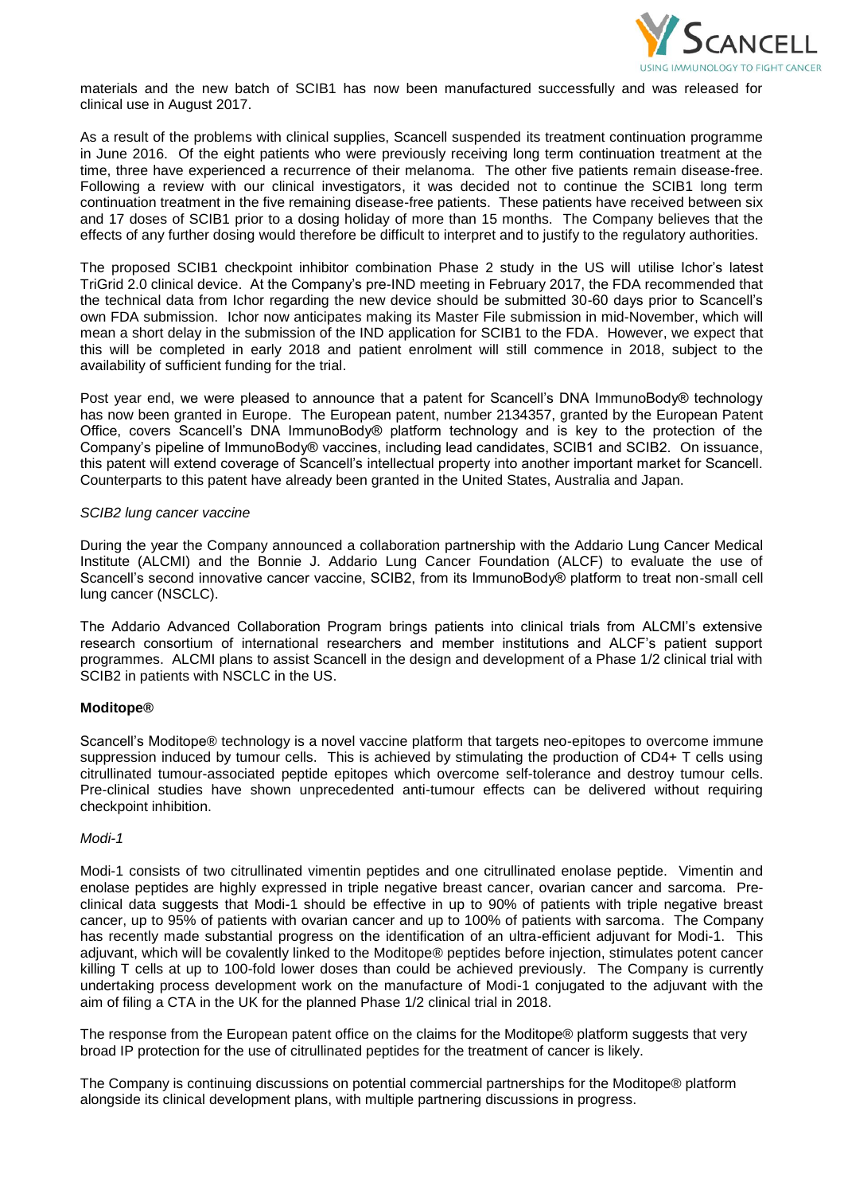materials and the new batch of SCIB1 has now been manufactured successfully and was released for clinical use in August 2017.

As a result of the problems with clinical supplies, Scancell suspended its treatment continuation programme in June 2016. Of the eight patients who were previously receiving long term continuation treatment at the time, three have experienced a recurrence of their melanoma. The other five patients remain disease-free. Following a review with our clinical investigators, it was decided not to continue the SCIB1 long term continuation treatment in the five remaining disease-free patients. These patients have received between six and 17 doses of SCIB1 prior to a dosing holiday of more than 15 months. The Company believes that the effects of any further dosing would therefore be difficult to interpret and to justify to the regulatory authorities.

The proposed SCIB1 checkpoint inhibitor combination Phase 2 study in the US will utilise Ichor's latest TriGrid 2.0 clinical device. At the Company's pre-IND meeting in February 2017, the FDA recommended that the technical data from Ichor regarding the new device should be submitted 30-60 days prior to Scancell's own FDA submission. Ichor now anticipates making its Master File submission in mid-November, which will mean a short delay in the submission of the IND application for SCIB1 to the FDA. However, we expect that this will be completed in early 2018 and patient enrolment will still commence in 2018, subject to the availability of sufficient funding for the trial.

Post year end, we were pleased to announce that a patent for Scancell's DNA ImmunoBody® technology has now been granted in Europe. The European patent, number 2134357, granted by the European Patent Office, covers Scancell's DNA ImmunoBody® platform technology and is key to the protection of the Company's pipeline of ImmunoBody® vaccines, including lead candidates, SCIB1 and SCIB2. On issuance, this patent will extend coverage of Scancell's intellectual property into another important market for Scancell. Counterparts to this patent have already been granted in the United States, Australia and Japan.

*SCIB2 lung cancer vaccine*

During the year the Company announced a collaboration partnership with the Addario Lung Cancer Medical Institute (ALCMI) and the Bonnie J. Addario Lung Cancer Foundation (ALCF) to evaluate the use of Scancell's second innovative cancer vaccine, SCIB2, from its ImmunoBody® platform to treat non-small cell lung cancer (NSCLC).

The Addario Advanced Collaboration Program brings patients into clinical trials from ALCMI's extensive research consortium of international researchers and member institutions and ALCF's patient support programmes. ALCMI plans to assist Scancell in the design and development of a Phase 1/2 clinical trial with SCIB2 in patients with NSCLC in the US.

**Moditope®**

Scancell's Moditope® technology is a novel vaccine platform that targets neo-epitopes to overcome immune suppression induced by tumour cells. This is achieved by stimulating the production of CD4+ T cells using citrullinated tumour-associated peptide epitopes which overcome self-tolerance and destroy tumour cells. Pre-clinical studies have shown unprecedented anti-tumour effects can be delivered without requiring checkpoint inhibition.

*Modi-1*

Modi-1 consists of two citrullinated vimentin peptides and one citrullinated enolase peptide. Vimentin and enolase peptides are highly expressed in triple negative breast cancer, ovarian cancer and sarcoma. Pre-clinical data suggests that Modi-1 should be effective in up to 90% of patients with triple negative breast cancer, up to 95% of patients with ovarian cancer and up to 100% of patients with sarcoma. The Company has recently made substantial progress on the identification of an ultra-efficient adjuvant for Modi-1. This adjuvant, which will be covalently linked to the Moditope® peptides before injection, stimulates potent cancer killing T cells at up to 100-fold lower doses than could be achieved previously. The Company is currently undertaking process development work on the manufacture of Modi-1 conjugated to the adjuvant with the aim of filing a CTA in the UK for the planned Phase 1/2 clinical trial in 2018.

The response from the European patent office on the claims for the Moditope® platform suggests that very broad IP protection for the use of citrullinated peptides for the treatment of cancer is likely.

The Company is continuing discussions on potential commercial partnerships for the Moditope® platform alongside its clinical development plans, with multiple partnering discussions in progress.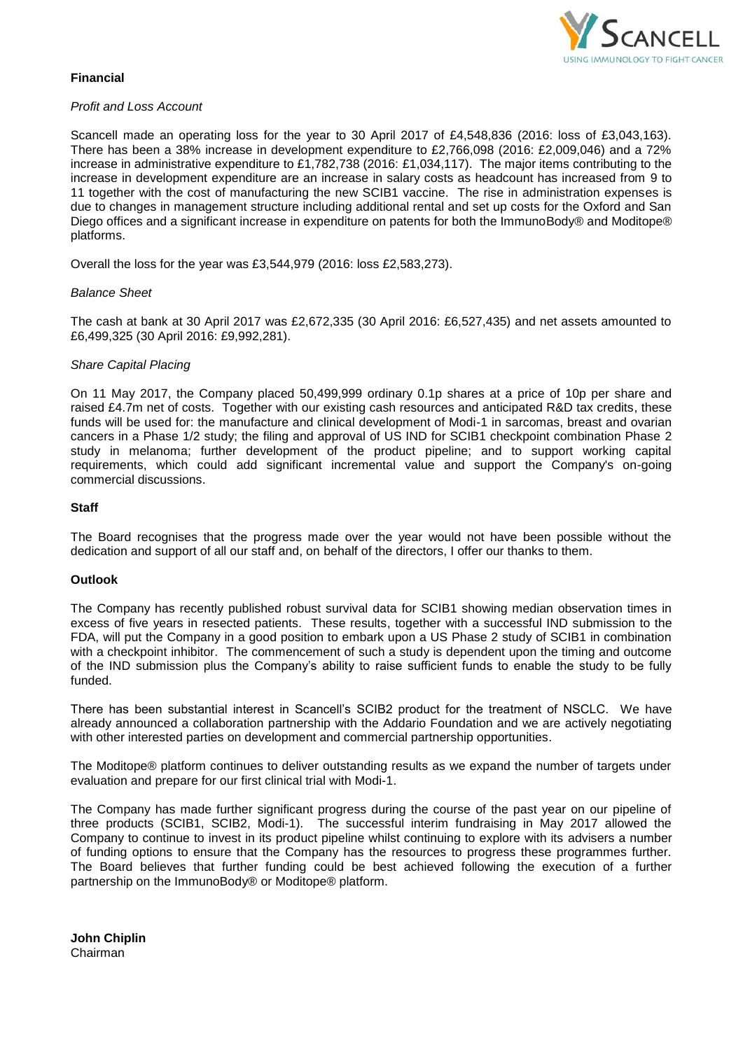**Financial**

*Profit and Loss Account*

Scancell made an operating loss for the year to 30 April 2017 of £4,548,836 (2016: loss of £3,043,163). There has been a 38% increase in development expenditure to £2,766,098 (2016: £2,009,046) and a 72% increase in administrative expenditure to £1,782,738 (2016: £1,034,117). The major items contributing to the increase in development expenditure are an increase in salary costs as headcount has increased from 9 to 11 together with the cost of manufacturing the new SCIB1 vaccine. The rise in administration expenses is due to changes in management structure including additional rental and set up costs for the Oxford and San Diego offices and a significant increase in expenditure on patents for both the ImmunoBody® and Moditope® platforms.

Overall the loss for the year was £3,544,979 (2016: loss £2,583,273).

*Balance Sheet*

The cash at bank at 30 April 2017 was £2,672,335 (30 April 2016: £6,527,435) and net assets amounted to £6,499,325 (30 April 2016: £9,992,281).

*Share Capital Placing*

On 11 May 2017, the Company placed 50,499,999 ordinary 0.1p shares at a price of 10p per share and raised £4.7m net of costs. Together with our existing cash resources and anticipated R&D tax credits, these funds will be used for: the manufacture and clinical development of Modi-1 in sarcomas, breast and ovarian cancers in a Phase 1/2 study; the filing and approval of US IND for SCIB1 checkpoint combination Phase 2 study in melanoma; further development of the product pipeline; and to support working capital requirements, which could add significant incremental value and support the Company's on-going commercial discussions.

**Staff**

The Board recognises that the progress made over the year would not have been possible without the dedication and support of all our staff and, on behalf of the directors, I offer our thanks to them.

**Outlook**

The Company has recently published robust survival data for SCIB1 showing median observation times in excess of five years in resected patients. These results, together with a successful IND submission to the FDA, will put the Company in a good position to embark upon a US Phase 2 study of SCIB1 in combination with a checkpoint inhibitor. The commencement of such a study is dependent upon the timing and outcome of the IND submission plus the Company's ability to raise sufficient funds to enable the study to be fully funded.

There has been substantial interest in Scancell's SCIB2 product for the treatment of NSCLC. We have already announced a collaboration partnership with the Addario Foundation and we are actively negotiating with other interested parties on development and commercial partnership opportunities.

The Moditope® platform continues to deliver outstanding results as we expand the number of targets under evaluation and prepare for our first clinical trial with Modi-1.

The Company has made further significant progress during the course of the past year on our pipeline of three products (SCIB1, SCIB2, Modi-1). The successful interim fundraising in May 2017 allowed the Company to continue to invest in its product pipeline whilst continuing to explore with its advisers a number of funding options to ensure that the Company has the resources to progress these programmes further. The Board believes that further funding could be best achieved following the execution of a further partnership on the ImmunoBody® or Moditope® platform.

**John Chiplin**
Chairman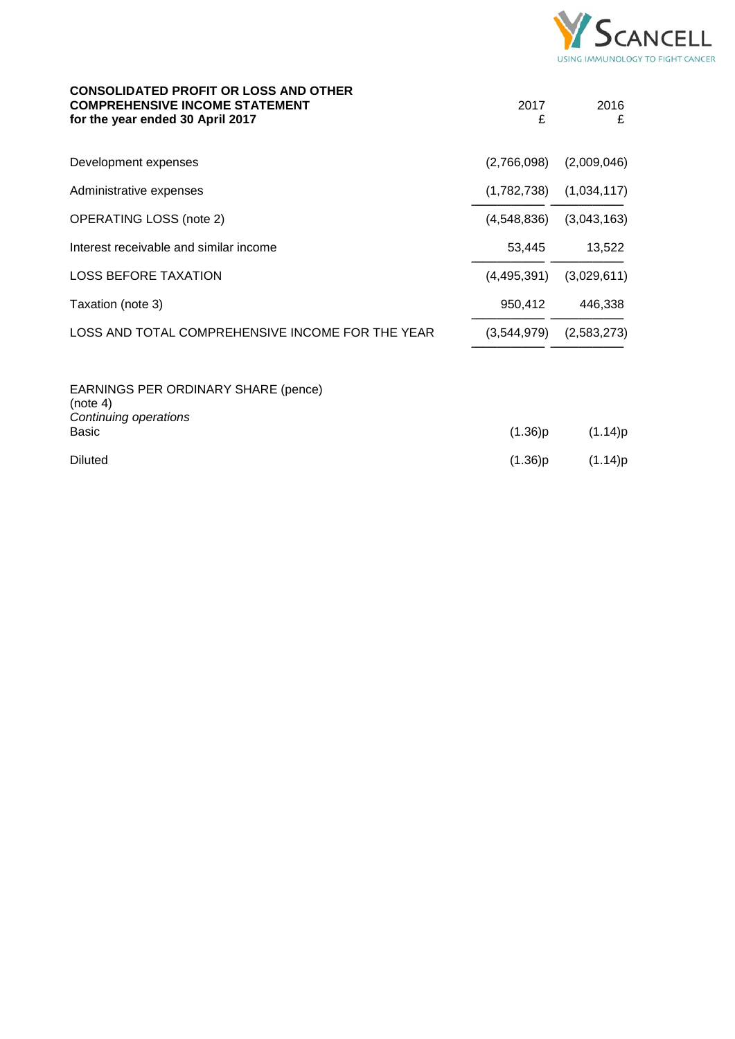## CONSOLIDATED PROFIT OR LOSS AND OTHER COMPREHENSIVE INCOME STATEMENT
**for the year ended 30 April 2017**

| | 2017 £ | 2016 £ |
|---|---|---|
| Development expenses | (2,766,098) | (2,009,046) |
| Administrative expenses | (1,782,738) | (1,034,117) |
| OPERATING LOSS (note 2) | (4,548,836) | (3,043,163) |
| Interest receivable and similar income | 53,445 | 13,522 |
| LOSS BEFORE TAXATION | (4,495,391) | (3,029,611) |
| Taxation (note 3) | 950,412 | 446,338 |
| LOSS AND TOTAL COMPREHENSIVE INCOME FOR THE YEAR | (3,544,979) | (2,583,273) |

EARNINGS PER ORDINARY SHARE (pence) (note 4)

*Continuing operations*

| | 2017 | 2016 |
|---|---|---|
| Basic | (1.36)p | (1.14)p |
| Diluted | (1.36)p | (1.14)p |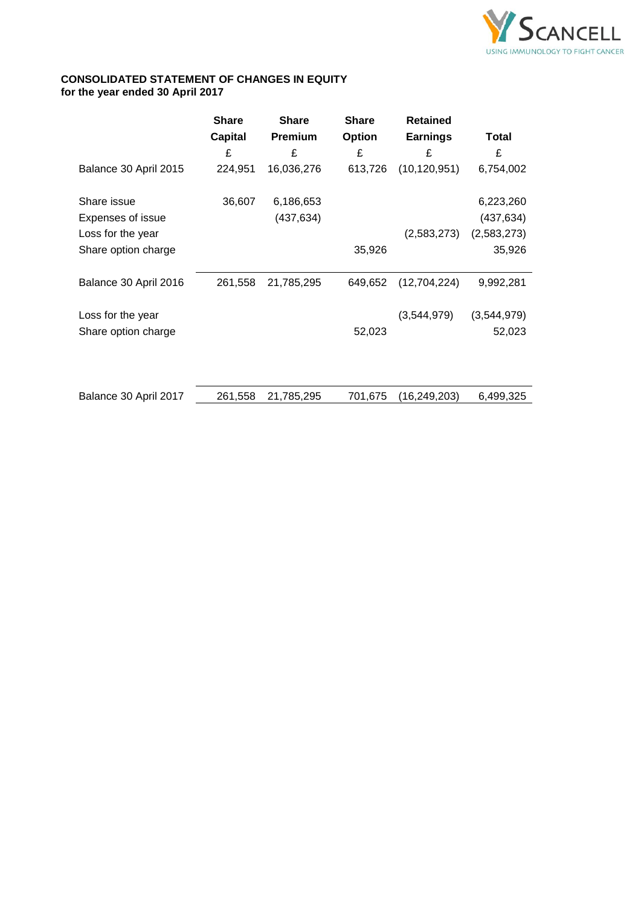**CONSOLIDATED STATEMENT OF CHANGES IN EQUITY**
**for the year ended 30 April 2017**

| | Share Capital | Share Premium | Share Option | Retained Earnings | Total |
|---|---|---|---|---|---|
| | £ | £ | £ | £ | £ |
| Balance 30 April 2015 | 224,951 | 16,036,276 | 613,726 | (10,120,951) | 6,754,002 |
| Share issue | 36,607 | 6,186,653 | | | 6,223,260 |
| Expenses of issue | | (437,634) | | | (437,634) |
| Loss for the year | | | | (2,583,273) | (2,583,273) |
| Share option charge | | | 35,926 | | 35,926 |
| Balance 30 April 2016 | 261,558 | 21,785,295 | 649,652 | (12,704,224) | 9,992,281 |
| Loss for the year | | | | (3,544,979) | (3,544,979) |
| Share option charge | | | 52,023 | | 52,023 |
| Balance 30 April 2017 | 261,558 | 21,785,295 | 701,675 | (16,249,203) | 6,499,325 |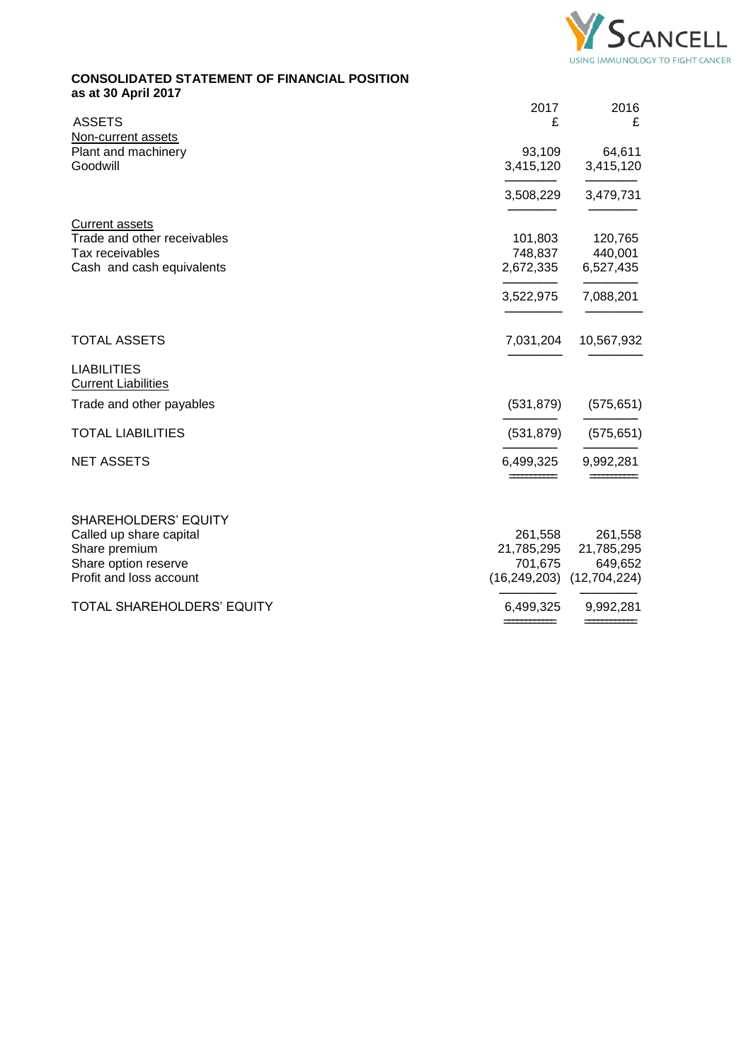## CONSOLIDATED STATEMENT OF FINANCIAL POSITION
**as at 30 April 2017**

| | 2017 £ | 2016 £ |
|---|---|---|
| **ASSETS** | | |
| Non-current assets | | |
| Plant and machinery | 93,109 | 64,611 |
| Goodwill | 3,415,120 | 3,415,120 |
| | 3,508,229 | 3,479,731 |
| Current assets | | |
| Trade and other receivables | 101,803 | 120,765 |
| Tax receivables | 748,837 | 440,001 |
| Cash and cash equivalents | 2,672,335 | 6,527,435 |
| | 3,522,975 | 7,088,201 |
| TOTAL ASSETS | 7,031,204 | 10,567,932 |
| **LIABILITIES** | | |
| Current Liabilities | | |
| Trade and other payables | (531,879) | (575,651) |
| TOTAL LIABILITIES | (531,879) | (575,651) |
| NET ASSETS | 6,499,325 | 9,992,281 |
| **SHAREHOLDERS' EQUITY** | | |
| Called up share capital | 261,558 | 261,558 |
| Share premium | 21,785,295 | 21,785,295 |
| Share option reserve | 701,675 | 649,652 |
| Profit and loss account | (16,249,203) | (12,704,224) |
| TOTAL SHAREHOLDERS' EQUITY | 6,499,325 | 9,992,281 |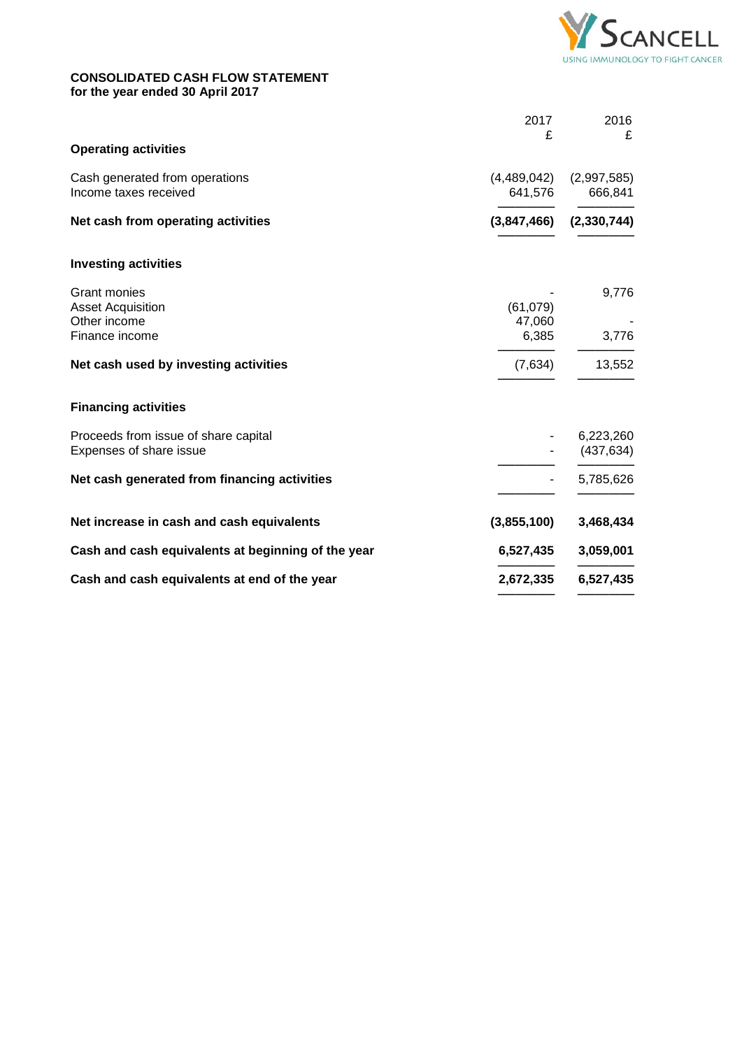**CONSOLIDATED CASH FLOW STATEMENT**
**for the year ended 30 April 2017**

| | 2017 £ | 2016 £ |
|---|---|---|
| **Operating activities** | | |
| Cash generated from operations | (4,489,042) | (2,997,585) |
| Income taxes received | 641,576 | 666,841 |
| **Net cash from operating activities** | **(3,847,466)** | **(2,330,744)** |
| **Investing activities** | | |
| Grant monies | - | 9,776 |
| Asset Acquisition | (61,079) | |
| Other income | 47,060 | - |
| Finance income | 6,385 | 3,776 |
| **Net cash used by investing activities** | (7,634) | 13,552 |
| **Financing activities** | | |
| Proceeds from issue of share capital | - | 6,223,260 |
| Expenses of share issue | - | (437,634) |
| **Net cash generated from financing activities** | - | 5,785,626 |
| **Net increase in cash and cash equivalents** | **(3,855,100)** | **3,468,434** |
| **Cash and cash equivalents at beginning of the year** | **6,527,435** | **3,059,001** |
| **Cash and cash equivalents at end of the year** | **2,672,335** | **6,527,435** |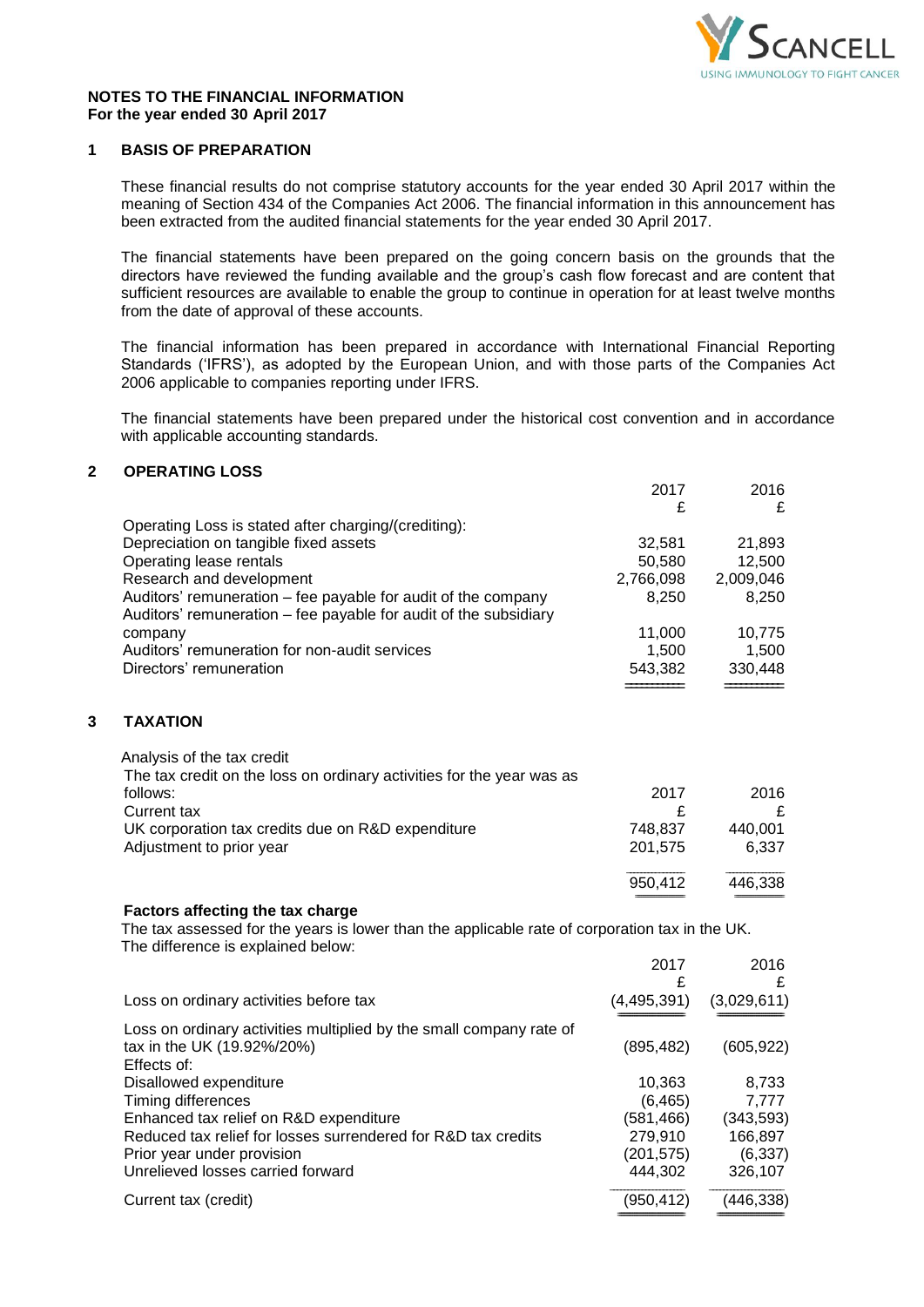## NOTES TO THE FINANCIAL INFORMATION
**For the year ended 30 April 2017**

### 1 BASIS OF PREPARATION

These financial results do not comprise statutory accounts for the year ended 30 April 2017 within the meaning of Section 434 of the Companies Act 2006. The financial information in this announcement has been extracted from the audited financial statements for the year ended 30 April 2017.

The financial statements have been prepared on the going concern basis on the grounds that the directors have reviewed the funding available and the group's cash flow forecast and are content that sufficient resources are available to enable the group to continue in operation for at least twelve months from the date of approval of these accounts.

The financial information has been prepared in accordance with International Financial Reporting Standards ('IFRS'), as adopted by the European Union, and with those parts of the Companies Act 2006 applicable to companies reporting under IFRS.

The financial statements have been prepared under the historical cost convention and in accordance with applicable accounting standards.

### 2 OPERATING LOSS

| | 2017<br>£ | 2016<br>£ |
|---|---|---|
| Operating Loss is stated after charging/(crediting): | | |
| Depreciation on tangible fixed assets | 32,581 | 21,893 |
| Operating lease rentals | 50,580 | 12,500 |
| Research and development | 2,766,098 | 2,009,046 |
| Auditors' remuneration – fee payable for audit of the company | 8,250 | 8,250 |
| Auditors' remuneration – fee payable for audit of the subsidiary company | 11,000 | 10,775 |
| Auditors' remuneration for non-audit services | 1,500 | 1,500 |
| Directors' remuneration | 543,382 | 330,448 |

### 3 TAXATION

Analysis of the tax credit

| The tax credit on the loss on ordinary activities for the year was as follows: | 2017 | 2016 |
|---|---|---|
| Current tax | £ | £ |
| UK corporation tax credits due on R&D expenditure | 748,837 | 440,001 |
| Adjustment to prior year | 201,575 | 6,337 |
| | 950,412 | 446,338 |

**Factors affecting the tax charge**

The tax assessed for the years is lower than the applicable rate of corporation tax in the UK. The difference is explained below:

| | 2017<br>£ | 2016<br>£ |
|---|---|---|
| Loss on ordinary activities before tax | (4,495,391) | (3,029,611) |
| Loss on ordinary activities multiplied by the small company rate of tax in the UK (19.92%/20%) | (895,482) | (605,922) |
| Effects of: | | |
| Disallowed expenditure | 10,363 | 8,733 |
| Timing differences | (6,465) | 7,777 |
| Enhanced tax relief on R&D expenditure | (581,466) | (343,593) |
| Reduced tax relief for losses surrendered for R&D tax credits | 279,910 | 166,897 |
| Prior year under provision | (201,575) | (6,337) |
| Unrelieved losses carried forward | 444,302 | 326,107 |
| Current tax (credit) | (950,412) | (446,338) |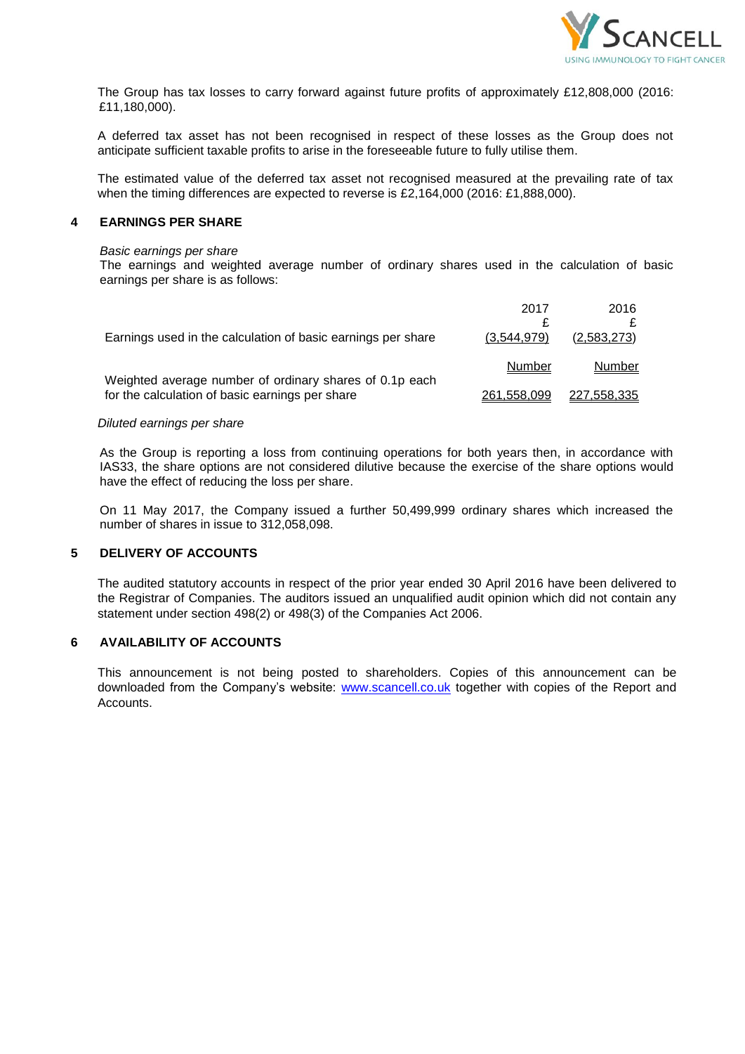The Group has tax losses to carry forward against future profits of approximately £12,808,000 (2016: £11,180,000).

A deferred tax asset has not been recognised in respect of these losses as the Group does not anticipate sufficient taxable profits to arise in the foreseeable future to fully utilise them.

The estimated value of the deferred tax asset not recognised measured at the prevailing rate of tax when the timing differences are expected to reverse is £2,164,000 (2016: £1,888,000).

## 4 EARNINGS PER SHARE

*Basic earnings per share*

The earnings and weighted average number of ordinary shares used in the calculation of basic earnings per share is as follows:

| | 2017 | 2016 |
|---|---|---|
| | £ | £ |
| Earnings used in the calculation of basic earnings per share | (3,544,979) | (2,583,273) |
| | Number | Number |
| Weighted average number of ordinary shares of 0.1p each for the calculation of basic earnings per share | 261,558,099 | 227,558,335 |

*Diluted earnings per share*

As the Group is reporting a loss from continuing operations for both years then, in accordance with IAS33, the share options are not considered dilutive because the exercise of the share options would have the effect of reducing the loss per share.

On 11 May 2017, the Company issued a further 50,499,999 ordinary shares which increased the number of shares in issue to 312,058,098.

## 5 DELIVERY OF ACCOUNTS

The audited statutory accounts in respect of the prior year ended 30 April 2016 have been delivered to the Registrar of Companies. The auditors issued an unqualified audit opinion which did not contain any statement under section 498(2) or 498(3) of the Companies Act 2006.

## 6 AVAILABILITY OF ACCOUNTS

This announcement is not being posted to shareholders. Copies of this announcement can be downloaded from the Company's website: www.scancell.co.uk together with copies of the Report and Accounts.